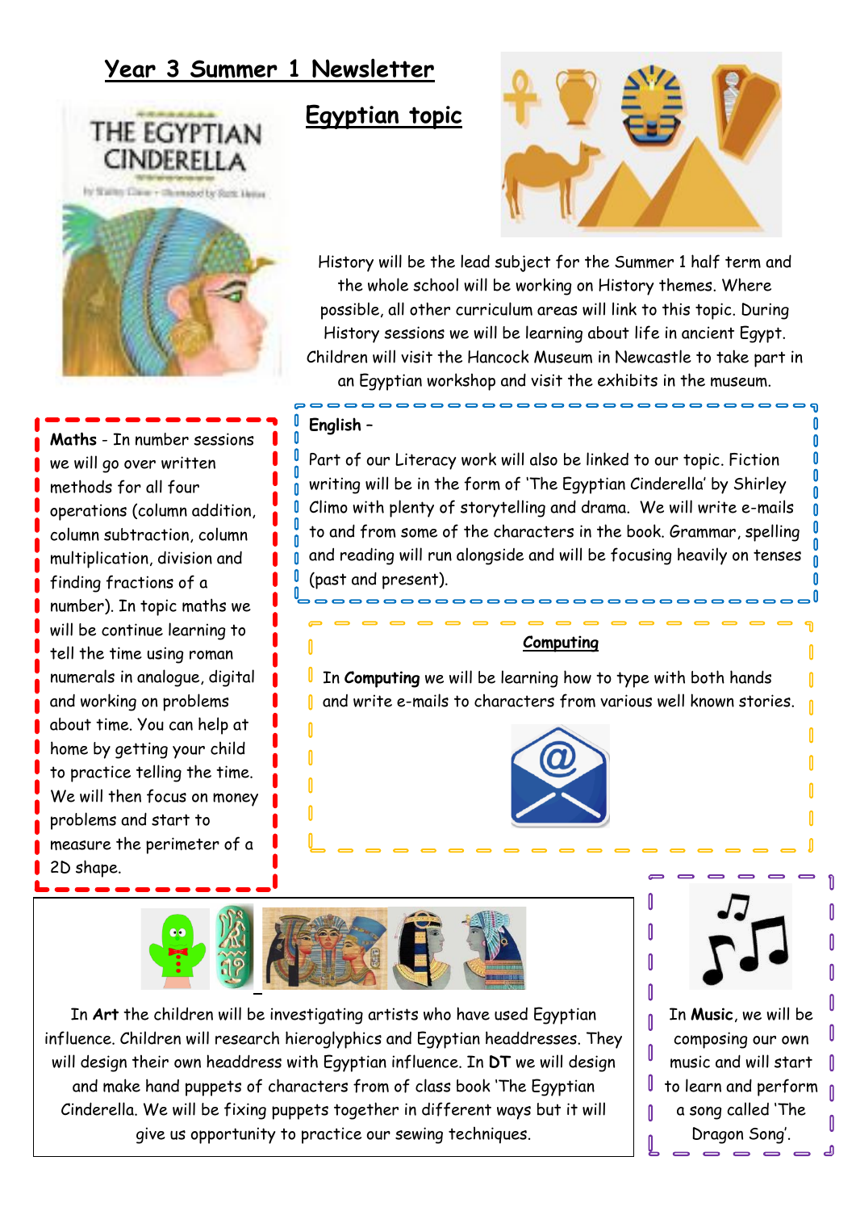# Year 3 Summer 1 Newsletter

## Egyptian topic

History will be the lead subject for the Summer 1 half term and the whole school will be working on History themes. Where possible, all other curriculum areas will link to this topic. During History sessions we will be learning about life in ancient Egypt. Children will visit the Hancock Museum in Newcastle to take part in an Egyptian workshop and visit the exhibits in the museum.

**Maths** - In number sessions we will go over written methods for all four operations (column addition, column subtraction, column multiplication, division and finding fractions of a number). In topic maths we will be continue learning to tell the time using roman numerals in analogue, digital and working on problems about time. You can help at home by getting your child to practice telling the time. We will then focus on money problems and start to measure the perimeter of a 2D shape.

**English** –

Part of our Literacy work will also be linked to our topic. Fiction writing will be in the form of 'The Egyptian Cinderella' by Shirley Climo with plenty of storytelling and drama. We will write e-mails to and from some of the characters in the book. Grammar, spelling and reading will run alongside and will be focusing heavily on tenses (past and present).

**Computing**

In **Computing** we will be learning how to type with both hands and write e-mails to characters from various well known stories.

In **Art** the children will be investigating artists who have used Egyptian influence. Children will research hieroglyphics and Egyptian headdresses. They will design their own headdress with Egyptian influence. In **DT** we will design and make hand puppets of characters from of class book 'The Egyptian Cinderella. We will be fixing puppets together in different ways but it will give us opportunity to practice our sewing techniques.

In **Music**, we will be composing our own music and will start to learn and perform a song called 'The Dragon Song'.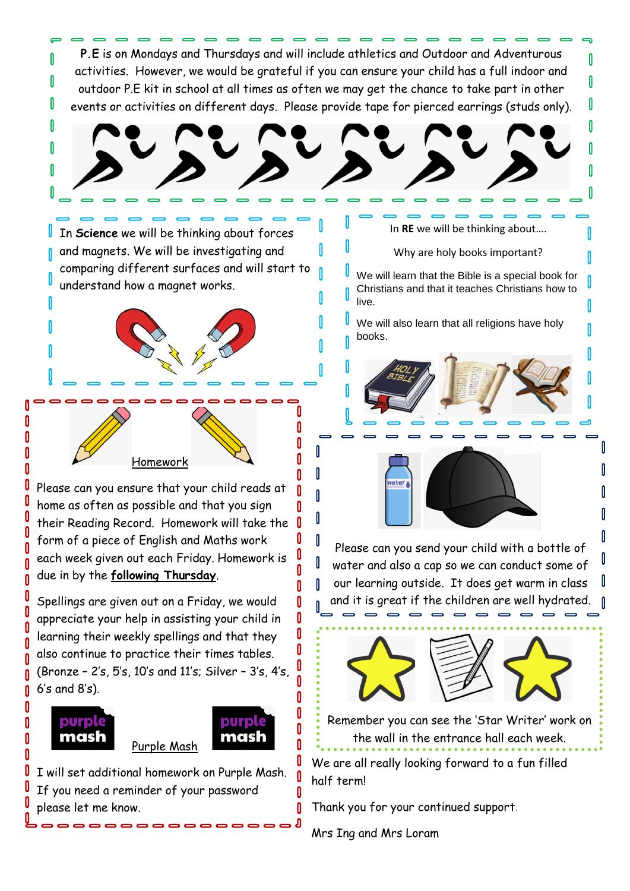**P.E** is on Mondays and Thursdays and will include athletics and Outdoor and Adventurous activities. However, we would be grateful if you can ensure your child has a full indoor and outdoor P.E kit in school at all times as often we may get the chance to take part in other events or activities on different days. Please provide tape for pierced earrings (studs only).

In **Science** we will be thinking about forces and magnets. We will be investigating and comparing different surfaces and will start to understand how a magnet works.

In **RE** we will be thinking about….

Why are holy books important?

We will learn that the Bible is a special book for Christians and that it teaches Christians how to live.

We will also learn that all religions have holy books.

## Homework

Please can you ensure that your child reads at home as often as possible and that you sign their Reading Record. Homework will take the form of a piece of English and Maths work each week given out each Friday. Homework is due in by the **following Thursday**.

Spellings are given out on a Friday, we would appreciate your help in assisting your child in learning their weekly spellings and that they also continue to practice their times tables. (Bronze – 2's, 5's, 10's and 11's; Silver – 3's, 4's, 6's and 8's).

## Purple Mash

I will set additional homework on Purple Mash. If you need a reminder of your password please let me know.

Please can you send your child with a bottle of water and also a cap so we can conduct some of our learning outside. It does get warm in class and it is great if the children are well hydrated.

Remember you can see the 'Star Writer' work on the wall in the entrance hall each week.

We are all really looking forward to a fun filled half term!

Thank you for your continued support.

Mrs Ing and Mrs Loram